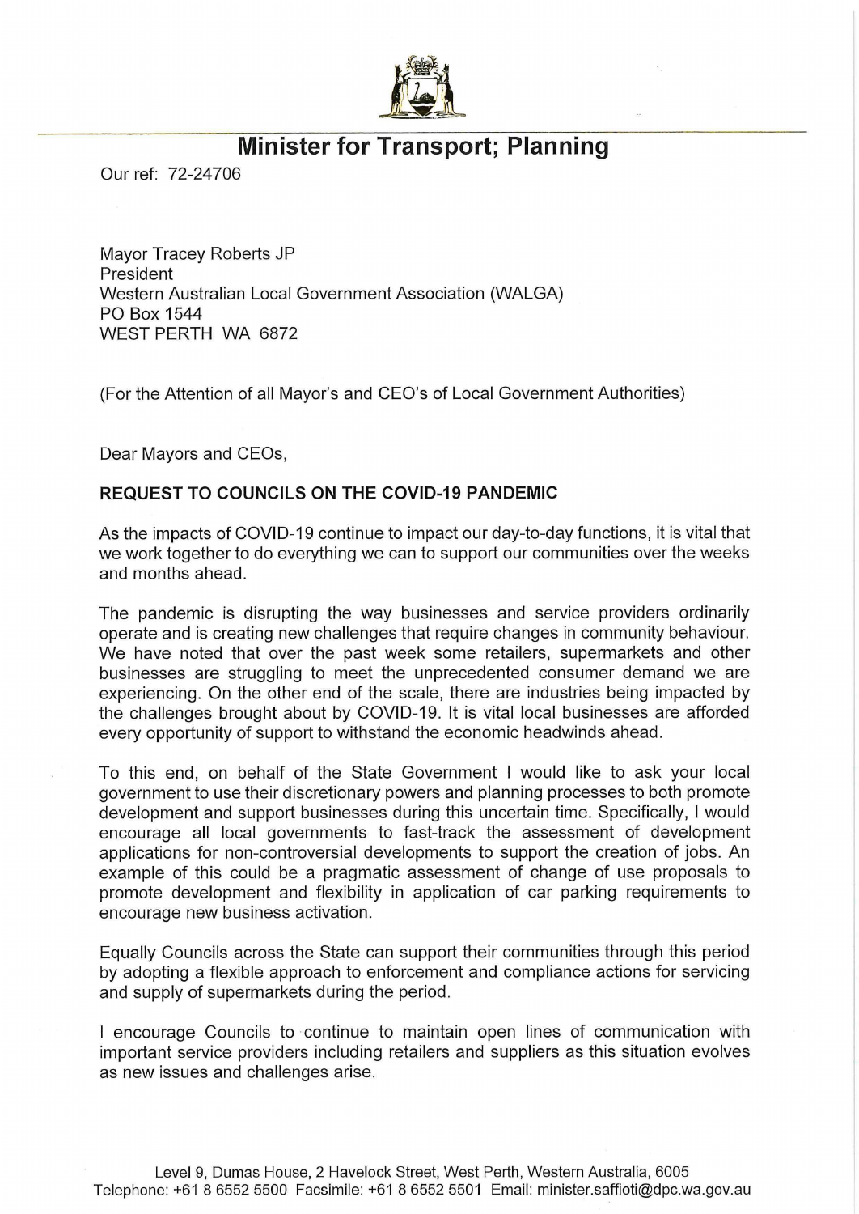# Minister for Transport; Planning

Our ref: 72-24706

Mayor Tracey Roberts JP
President
Western Australian Local Government Association (WALGA)
PO Box 1544
WEST PERTH WA 6872

(For the Attention of all Mayor's and CEO's of Local Government Authorities)

Dear Mayors and CEOs,

**REQUEST TO COUNCILS ON THE COVID-19 PANDEMIC**

As the impacts of COVID-19 continue to impact our day-to-day functions, it is vital that we work together to do everything we can to support our communities over the weeks and months ahead.

The pandemic is disrupting the way businesses and service providers ordinarily operate and is creating new challenges that require changes in community behaviour. We have noted that over the past week some retailers, supermarkets and other businesses are struggling to meet the unprecedented consumer demand we are experiencing. On the other end of the scale, there are industries being impacted by the challenges brought about by COVID-19. It is vital local businesses are afforded every opportunity of support to withstand the economic headwinds ahead.

To this end, on behalf of the State Government I would like to ask your local government to use their discretionary powers and planning processes to both promote development and support businesses during this uncertain time. Specifically, I would encourage all local governments to fast-track the assessment of development applications for non-controversial developments to support the creation of jobs. An example of this could be a pragmatic assessment of change of use proposals to promote development and flexibility in application of car parking requirements to encourage new business activation.

Equally Councils across the State can support their communities through this period by adopting a flexible approach to enforcement and compliance actions for servicing and supply of supermarkets during the period.

I encourage Councils to continue to maintain open lines of communication with important service providers including retailers and suppliers as this situation evolves as new issues and challenges arise.

Level 9, Dumas House, 2 Havelock Street, West Perth, Western Australia, 6005
Telephone: +61 8 6552 5500 Facsimile: +61 8 6552 5501 Email: minister.saffioti@dpc.wa.gov.au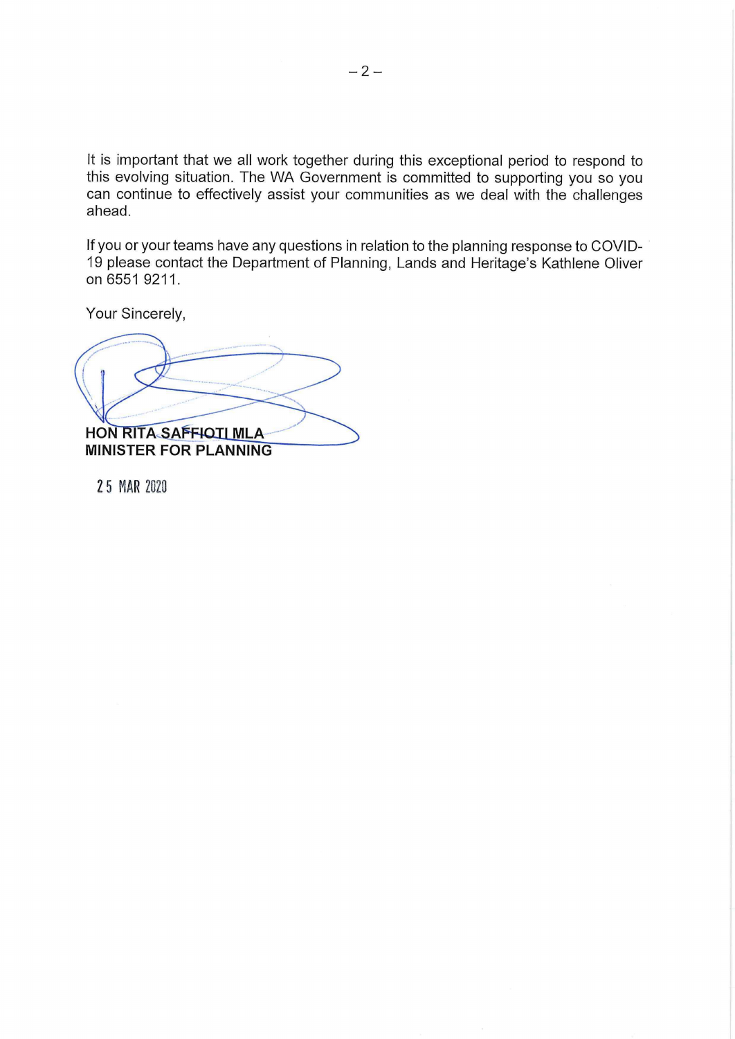It is important that we all work together during this exceptional period to respond to this evolving situation. The WA Government is committed to supporting you so you can continue to effectively assist your communities as we deal with the challenges ahead.

If you or your teams have any questions in relation to the planning response to COVID-19 please contact the Department of Planning, Lands and Heritage's Kathlene Oliver on 6551 9211.

Your Sincerely,

**HON RITA SAFFIOTI MLA**
**MINISTER FOR PLANNING**

25 MAR 2020